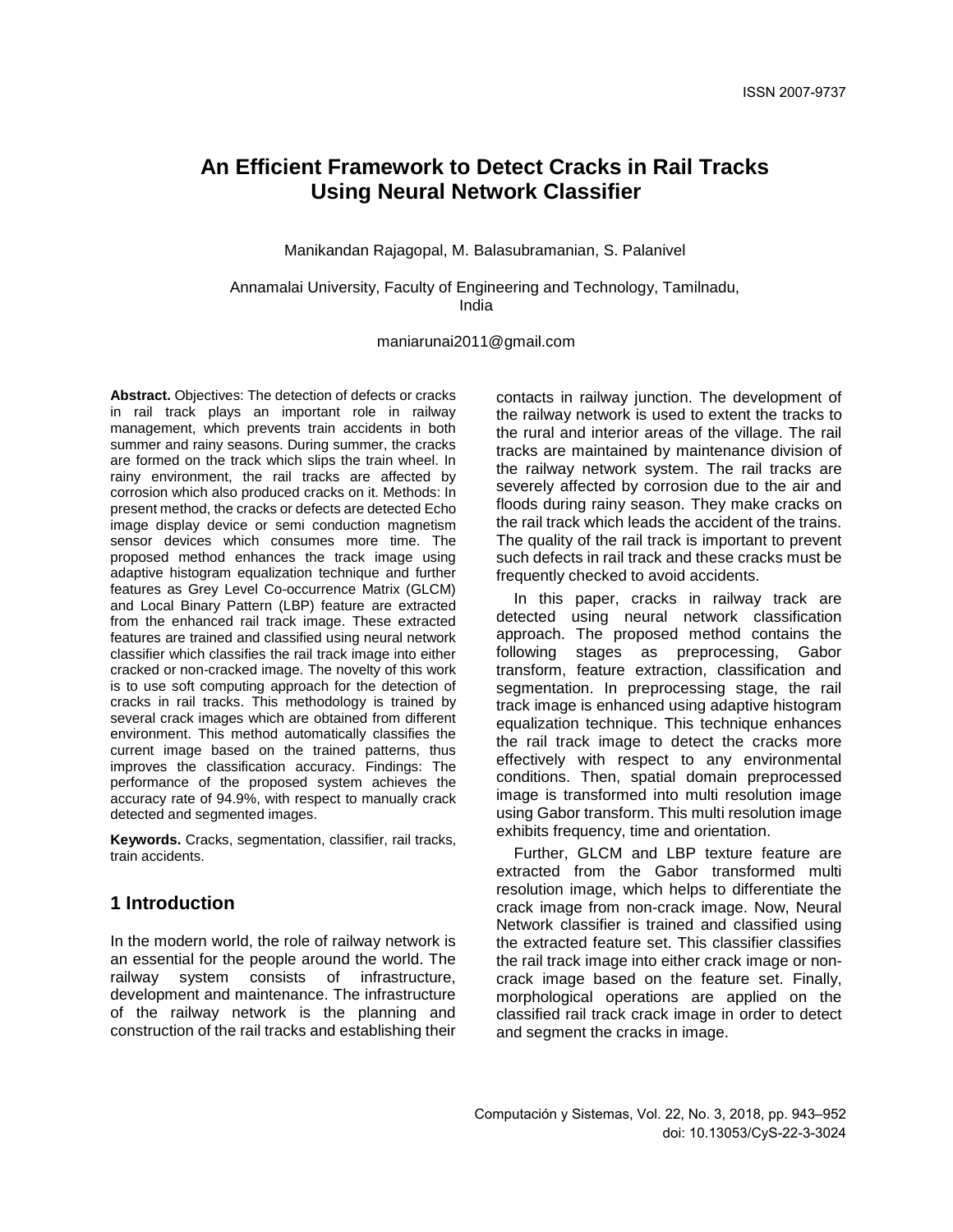# An Efficient Framework to Detect Cracks in Rail Tracks Using Neural Network Classifier

Manikandan Rajagopal, M. Balasubramanian, S. Palanivel

Annamalai University, Faculty of Engineering and Technology, Tamilnadu, India

maniarunai2011@gmail.com

**Abstract.** Objectives: The detection of defects or cracks in rail track plays an important role in railway management, which prevents train accidents in both summer and rainy seasons. During summer, the cracks are formed on the track which slips the train wheel. In rainy environment, the rail tracks are affected by corrosion which also produced cracks on it. Methods: In present method, the cracks or defects are detected Echo image display device or semi conduction magnetism sensor devices which consumes more time. The proposed method enhances the track image using adaptive histogram equalization technique and further features as Grey Level Co-occurrence Matrix (GLCM) and Local Binary Pattern (LBP) feature are extracted from the enhanced rail track image. These extracted features are trained and classified using neural network classifier which classifies the rail track image into either cracked or non-cracked image. The novelty of this work is to use soft computing approach for the detection of cracks in rail tracks. This methodology is trained by several crack images which are obtained from different environment. This method automatically classifies the current image based on the trained patterns, thus improves the classification accuracy. Findings: The performance of the proposed system achieves the accuracy rate of 94.9%, with respect to manually crack detected and segmented images.

**Keywords.** Cracks, segmentation, classifier, rail tracks, train accidents.

## 1 Introduction

In the modern world, the role of railway network is an essential for the people around the world. The railway system consists of infrastructure, development and maintenance. The infrastructure of the railway network is the planning and construction of the rail tracks and establishing their contacts in railway junction. The development of the railway network is used to extent the tracks to the rural and interior areas of the village. The rail tracks are maintained by maintenance division of the railway network system. The rail tracks are severely affected by corrosion due to the air and floods during rainy season. They make cracks on the rail track which leads the accident of the trains. The quality of the rail track is important to prevent such defects in rail track and these cracks must be frequently checked to avoid accidents.

In this paper, cracks in railway track are detected using neural network classification approach. The proposed method contains the following stages as preprocessing, Gabor transform, feature extraction, classification and segmentation. In preprocessing stage, the rail track image is enhanced using adaptive histogram equalization technique. This technique enhances the rail track image to detect the cracks more effectively with respect to any environmental conditions. Then, spatial domain preprocessed image is transformed into multi resolution image using Gabor transform. This multi resolution image exhibits frequency, time and orientation.

Further, GLCM and LBP texture feature are extracted from the Gabor transformed multi resolution image, which helps to differentiate the crack image from non-crack image. Now, Neural Network classifier is trained and classified using the extracted feature set. This classifier classifies the rail track image into either crack image or non-crack image based on the feature set. Finally, morphological operations are applied on the classified rail track crack image in order to detect and segment the cracks in image.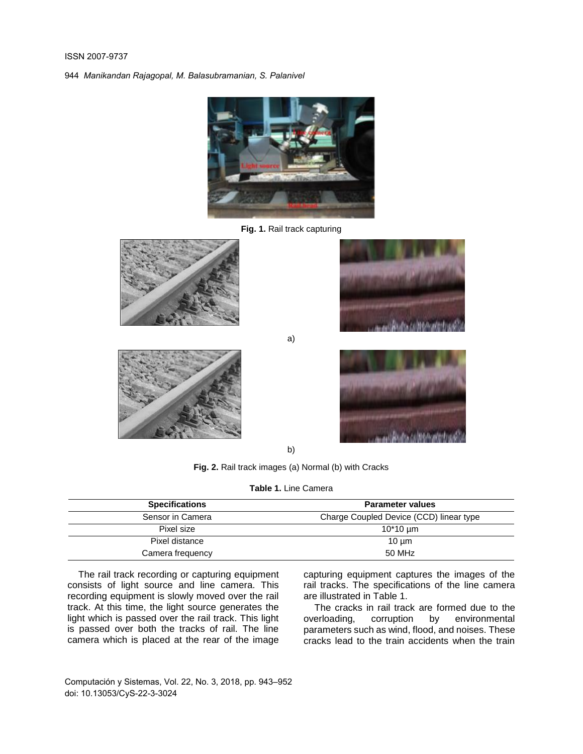Fig. 1. Rail track capturing

a)

b)

Fig. 2. Rail track images (a) Normal (b) with Cracks

Table 1. Line Camera

| Specifications | Parameter values |
| --- | --- |
| Sensor in Camera | Charge Coupled Device (CCD) linear type |
| Pixel size | 10*10 µm |
| Pixel distance | 10 µm |
| Camera frequency | 50 MHz |

The rail track recording or capturing equipment consists of light source and line camera. This recording equipment is slowly moved over the rail track. At this time, the light source generates the light which is passed over the rail track. This light is passed over both the tracks of rail. The line camera which is placed at the rear of the image capturing equipment captures the images of the rail tracks. The specifications of the line camera are illustrated in Table 1.

The cracks in rail track are formed due to the overloading, corruption by environmental parameters such as wind, flood, and noises. These cracks lead to the train accidents when the train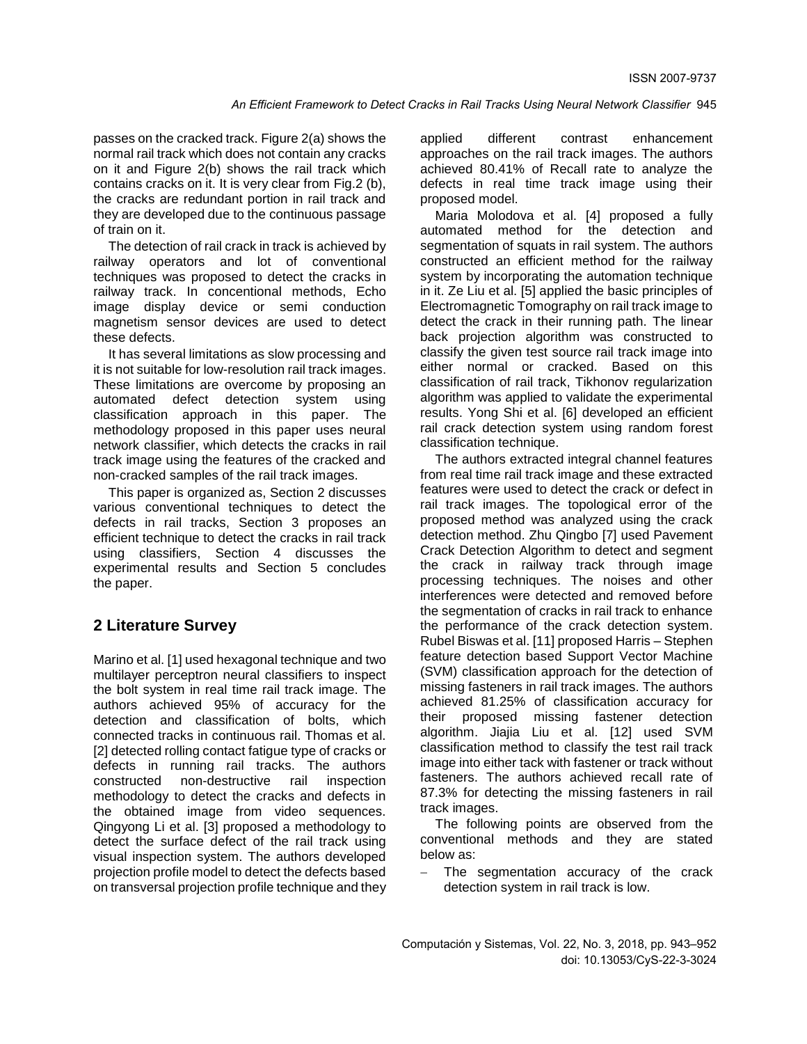passes on the cracked track. Figure 2(a) shows the normal rail track which does not contain any cracks on it and Figure 2(b) shows the rail track which contains cracks on it. It is very clear from Fig.2 (b), the cracks are redundant portion in rail track and they are developed due to the continuous passage of train on it.

The detection of rail crack in track is achieved by railway operators and lot of conventional techniques was proposed to detect the cracks in railway track. In concentional methods, Echo image display device or semi conduction magnetism sensor devices are used to detect these defects.

It has several limitations as slow processing and it is not suitable for low-resolution rail track images. These limitations are overcome by proposing an automated defect detection system using classification approach in this paper. The methodology proposed in this paper uses neural network classifier, which detects the cracks in rail track image using the features of the cracked and non-cracked samples of the rail track images.

This paper is organized as, Section 2 discusses various conventional techniques to detect the defects in rail tracks, Section 3 proposes an efficient technique to detect the cracks in rail track using classifiers, Section 4 discusses the experimental results and Section 5 concludes the paper.

## 2 Literature Survey

Marino et al. [1] used hexagonal technique and two multilayer perceptron neural classifiers to inspect the bolt system in real time rail track image. The authors achieved 95% of accuracy for the detection and classification of bolts, which connected tracks in continuous rail. Thomas et al. [2] detected rolling contact fatigue type of cracks or defects in running rail tracks. The authors constructed non-destructive rail inspection methodology to detect the cracks and defects in the obtained image from video sequences. Qingyong Li et al. [3] proposed a methodology to detect the surface defect of the rail track using visual inspection system. The authors developed projection profile model to detect the defects based on transversal projection profile technique and they applied different contrast enhancement approaches on the rail track images. The authors achieved 80.41% of Recall rate to analyze the defects in real time track image using their proposed model.

Maria Molodova et al. [4] proposed a fully automated method for the detection and segmentation of squats in rail system. The authors constructed an efficient method for the railway system by incorporating the automation technique in it. Ze Liu et al. [5] applied the basic principles of Electromagnetic Tomography on rail track image to detect the crack in their running path. The linear back projection algorithm was constructed to classify the given test source rail track image into either normal or cracked. Based on this classification of rail track, Tikhonov regularization algorithm was applied to validate the experimental results. Yong Shi et al. [6] developed an efficient rail crack detection system using random forest classification technique.

The authors extracted integral channel features from real time rail track image and these extracted features were used to detect the crack or defect in rail track images. The topological error of the proposed method was analyzed using the crack detection method. Zhu Qingbo [7] used Pavement Crack Detection Algorithm to detect and segment the crack in railway track through image processing techniques. The noises and other interferences were detected and removed before the segmentation of cracks in rail track to enhance the performance of the crack detection system. Rubel Biswas et al. [11] proposed Harris – Stephen feature detection based Support Vector Machine (SVM) classification approach for the detection of missing fasteners in rail track images. The authors achieved 81.25% of classification accuracy for their proposed missing fastener detection algorithm. Jiajia Liu et al. [12] used SVM classification method to classify the test rail track image into either tack with fastener or track without fasteners. The authors achieved recall rate of 87.3% for detecting the missing fasteners in rail track images.

The following points are observed from the conventional methods and they are stated below as:

- The segmentation accuracy of the crack detection system in rail track is low.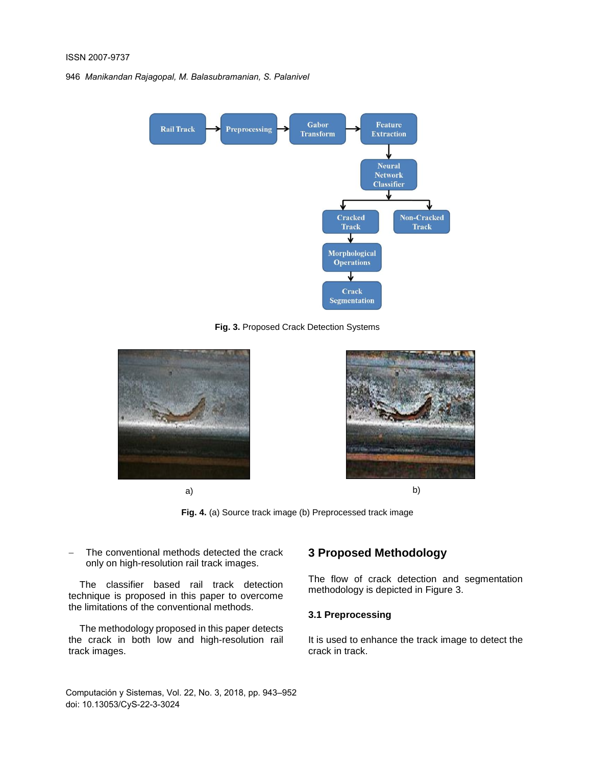Fig. 3. Proposed Crack Detection Systems

Fig. 4. (a) Source track image (b) Preprocessed track image

- The conventional methods detected the crack only on high-resolution rail track images.

The classifier based rail track detection technique is proposed in this paper to overcome the limitations of the conventional methods.

The methodology proposed in this paper detects the crack in both low and high-resolution rail track images.

## 3 Proposed Methodology

The flow of crack detection and segmentation methodology is depicted in Figure 3.

### 3.1 Preprocessing

It is used to enhance the track image to detect the crack in track.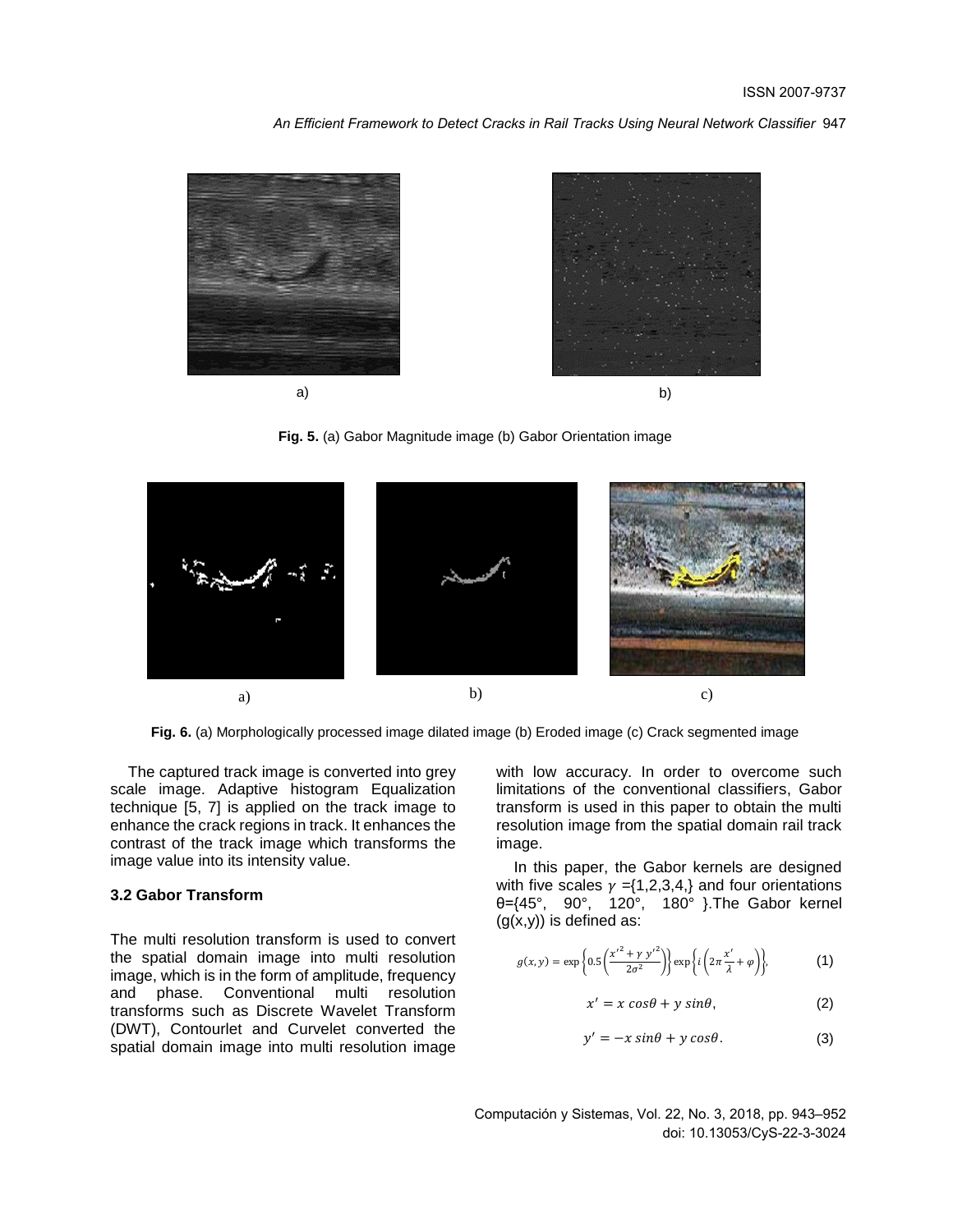Fig. 5. (a) Gabor Magnitude image (b) Gabor Orientation image

Fig. 6. (a) Morphologically processed image dilated image (b) Eroded image (c) Crack segmented image

The captured track image is converted into grey scale image. Adaptive histogram Equalization technique [5, 7] is applied on the track image to enhance the crack regions in track. It enhances the contrast of the track image which transforms the image value into its intensity value.

### 3.2 Gabor Transform

The multi resolution transform is used to convert the spatial domain image into multi resolution image, which is in the form of amplitude, frequency and phase. Conventional multi resolution transforms such as Discrete Wavelet Transform (DWT), Contourlet and Curvelet converted the spatial domain image into multi resolution image with low accuracy. In order to overcome such limitations of the conventional classifiers, Gabor transform is used in this paper to obtain the multi resolution image from the spatial domain rail track image.

In this paper, the Gabor kernels are designed with five scales $\gamma$ ={1,2,3,4,} and four orientations θ={45°, 90°, 120°, 180° }.The Gabor kernel (g(x,y)) is defined as:

$$g(x,y) = \exp\left\{0.5\left(\frac{x'^2 + \gamma\, y'^2}{2\sigma^2}\right)\right\}\exp\left\{i\left(2\pi\frac{x'}{\lambda} + \varphi\right)\right\}, \tag{1}$$

$$x' = x\cos\theta + y\sin\theta, \tag{2}$$

$$y' = -x\sin\theta + y\cos\theta. \tag{3}$$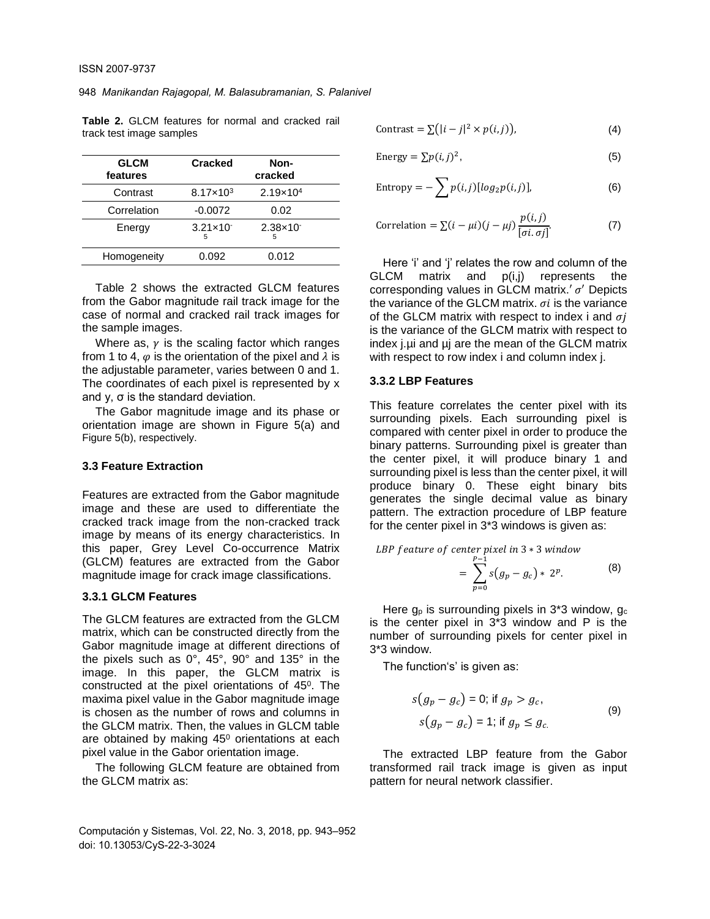**Table 2.** GLCM features for normal and cracked rail track test image samples

| GLCM features | Cracked | Non-cracked |
|---|---|---|
| Contrast | $8.17\times10^{3}$ | $2.19\times10^{4}$ |
| Correlation | -0.0072 | 0.02 |
| Energy | $3.21\times10^{-5}$ | $2.38\times10^{-5}$ |
| Homogeneity | 0.092 | 0.012 |

Table 2 shows the extracted GLCM features from the Gabor magnitude rail track image for the case of normal and cracked rail track images for the sample images.

Where as, $\gamma$ is the scaling factor which ranges from 1 to 4, $\varphi$ is the orientation of the pixel and $\lambda$ is the adjustable parameter, varies between 0 and 1. The coordinates of each pixel is represented by x and y, σ is the standard deviation.

The Gabor magnitude image and its phase or orientation image are shown in Figure 5(a) and Figure 5(b), respectively.

### 3.3 Feature Extraction

Features are extracted from the Gabor magnitude image and these are used to differentiate the cracked track image from the non-cracked track image by means of its energy characteristics. In this paper, Grey Level Co-occurrence Matrix (GLCM) features are extracted from the Gabor magnitude image for crack image classifications.

#### 3.3.1 GLCM Features

The GLCM features are extracted from the GLCM matrix, which can be constructed directly from the Gabor magnitude image at different directions of the pixels such as 0°, 45°, 90° and 135° in the image. In this paper, the GLCM matrix is constructed at the pixel orientations of $45^0$. The maxima pixel value in the Gabor magnitude image is chosen as the number of rows and columns in the GLCM matrix. Then, the values in GLCM table are obtained by making $45^0$ orientations at each pixel value in the Gabor orientation image.

The following GLCM feature are obtained from the GLCM matrix as:

$$\text{Contrast} = \sum\left(|i-j|^2 \times p(i,j)\right), \tag{4}$$

$$\text{Energy} = \sum p(i,j)^2, \tag{5}$$

$$\text{Entropy} = -\sum p(i,j)[log_2 p(i,j)], \tag{6}$$

$$\text{Correlation} = \sum (i-\mu i)(j-\mu j)\frac{p(i,j)}{[\sigma i.\sigma j]}. \tag{7}$$

Here 'i' and 'j' relates the row and column of the GLCM matrix and p(i,j) represents the corresponding values in GLCM matrix.$'\sigma'$ Depicts the variance of the GLCM matrix. $\sigma i$ is the variance of the GLCM matrix with respect to index i and $\sigma j$ is the variance of the GLCM matrix with respect to index j.µi and µj are the mean of the GLCM matrix with respect to row index i and column index j.

#### 3.3.2 LBP Features

This feature correlates the center pixel with its surrounding pixels. Each surrounding pixel is compared with center pixel in order to produce the binary patterns. Surrounding pixel is greater than the center pixel, it will produce binary 1 and surrounding pixel is less than the center pixel, it will produce binary 0. These eight binary bits generates the single decimal value as binary pattern. The extraction procedure of LBP feature for the center pixel in 3*3 windows is given as:

$$LBP\ feature\ of\ center\ pixel\ in\ 3*3\ window = \sum_{p=0}^{P-1} s(g_p - g_c) * 2^p. \tag{8}$$

Here $g_p$ is surrounding pixels in 3*3 window, $g_c$ is the center pixel in 3*3 window and P is the number of surrounding pixels for center pixel in 3*3 window.

The function's' is given as:

$$\begin{aligned} s(g_p - g_c) &= 0;\ \text{if}\ g_p > g_c, \\ s(g_p - g_c) &= 1;\ \text{if}\ g_p \leq g_c. \end{aligned} \tag{9}$$

The extracted LBP feature from the Gabor transformed rail track image is given as input pattern for neural network classifier.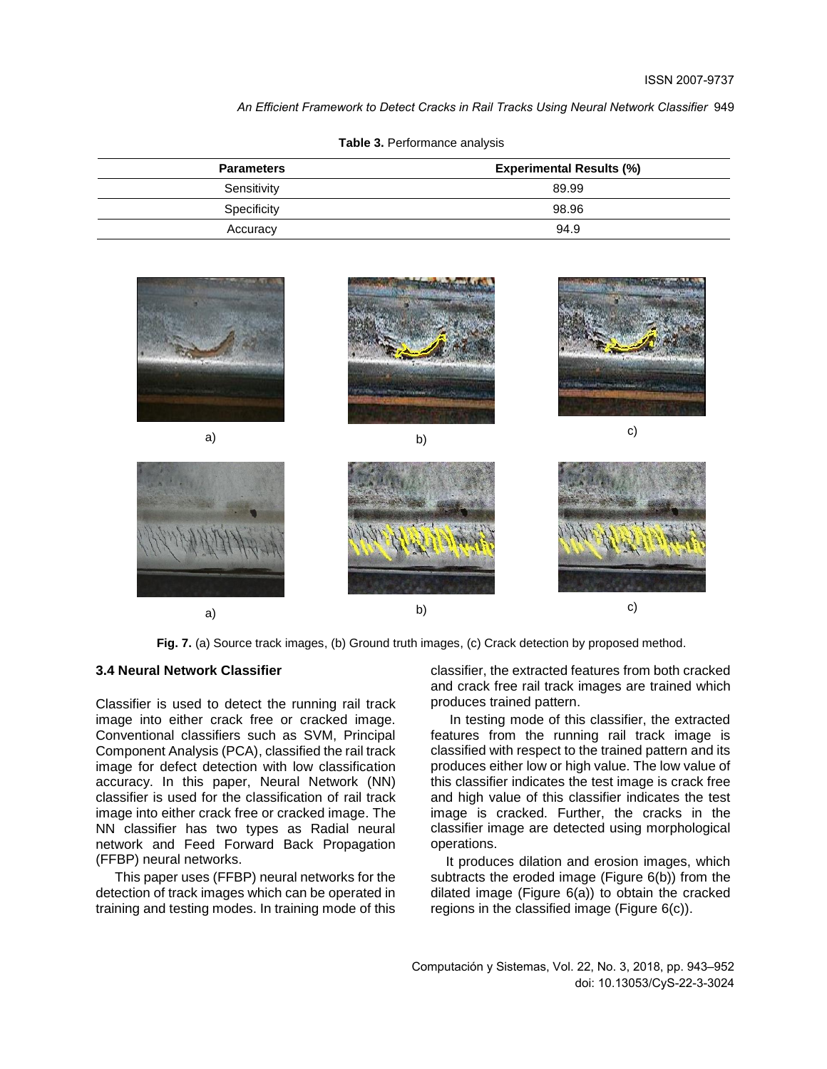**Table 3.** Performance analysis

| Parameters | Experimental Results (%) |
|---|---|
| Sensitivity | 89.99 |
| Specificity | 98.96 |
| Accuracy | 94.9 |

**Fig. 7.** (a) Source track images, (b) Ground truth images, (c) Crack detection by proposed method.

### 3.4 Neural Network Classifier

Classifier is used to detect the running rail track image into either crack free or cracked image. Conventional classifiers such as SVM, Principal Component Analysis (PCA), classified the rail track image for defect detection with low classification accuracy. In this paper, Neural Network (NN) classifier is used for the classification of rail track image into either crack free or cracked image. The NN classifier has two types as Radial neural network and Feed Forward Back Propagation (FFBP) neural networks.

This paper uses (FFBP) neural networks for the detection of track images which can be operated in training and testing modes. In training mode of this classifier, the extracted features from both cracked and crack free rail track images are trained which produces trained pattern.

In testing mode of this classifier, the extracted features from the running rail track image is classified with respect to the trained pattern and its produces either low or high value. The low value of this classifier indicates the test image is crack free and high value of this classifier indicates the test image is cracked. Further, the cracks in the classifier image are detected using morphological operations.

It produces dilation and erosion images, which subtracts the eroded image (Figure 6(b)) from the dilated image (Figure 6(a)) to obtain the cracked regions in the classified image (Figure 6(c)).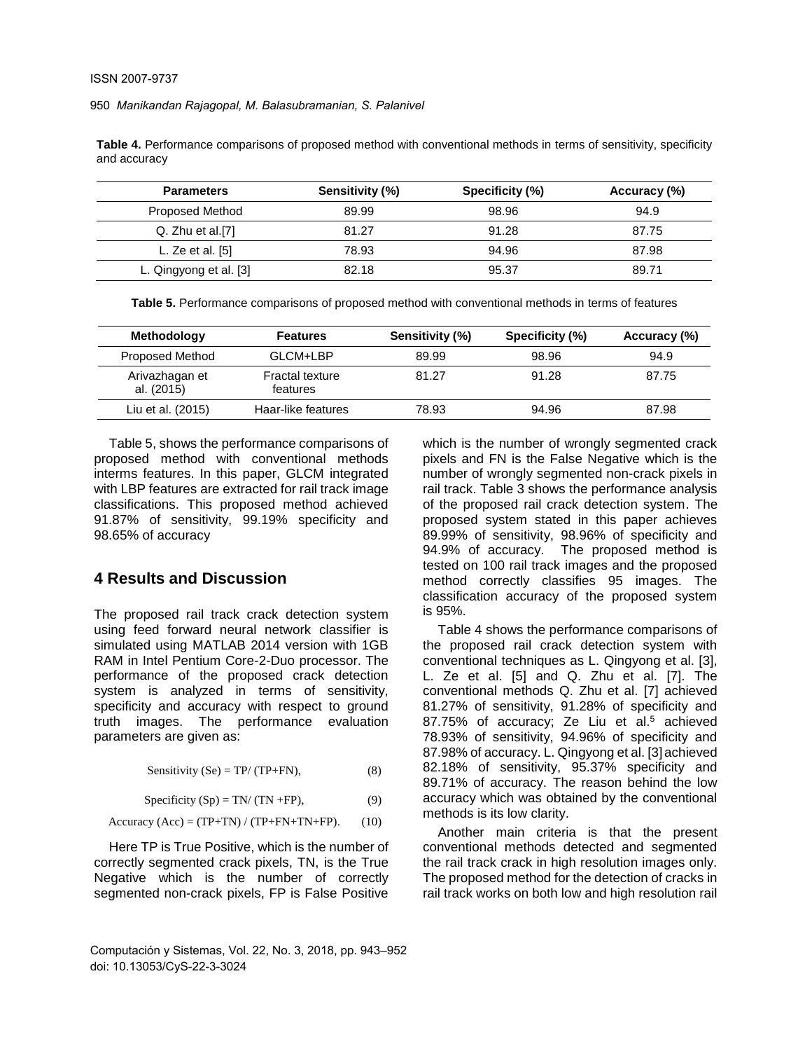**Table 4.** Performance comparisons of proposed method with conventional methods in terms of sensitivity, specificity and accuracy

| Parameters | Sensitivity (%) | Specificity (%) | Accuracy (%) |
|---|---|---|---|
| Proposed Method | 89.99 | 98.96 | 94.9 |
| Q. Zhu et al.[7] | 81.27 | 91.28 | 87.75 |
| L. Ze et al. [5] | 78.93 | 94.96 | 87.98 |
| L. Qingyong et al. [3] | 82.18 | 95.37 | 89.71 |

**Table 5.** Performance comparisons of proposed method with conventional methods in terms of features

| Methodology | Features | Sensitivity (%) | Specificity (%) | Accuracy (%) |
|---|---|---|---|---|
| Proposed Method | GLCM+LBP | 89.99 | 98.96 | 94.9 |
| Arivazhagan et al. (2015) | Fractal texture features | 81.27 | 91.28 | 87.75 |
| Liu et al. (2015) | Haar-like features | 78.93 | 94.96 | 87.98 |

Table 5, shows the performance comparisons of proposed method with conventional methods interms features. In this paper, GLCM integrated with LBP features are extracted for rail track image classifications. This proposed method achieved 91.87% of sensitivity, 99.19% specificity and 98.65% of accuracy

## 4 Results and Discussion

The proposed rail track crack detection system using feed forward neural network classifier is simulated using MATLAB 2014 version with 1GB RAM in Intel Pentium Core-2-Duo processor. The performance of the proposed crack detection system is analyzed in terms of sensitivity, specificity and accuracy with respect to ground truth images. The performance evaluation parameters are given as:

$$\text{Sensitivity (Se)} = TP / (TP+FN), \tag{8}$$

$$\text{Specificity (Sp)} = TN / (TN+FP), \tag{9}$$

$$\text{Accuracy (Acc)} = (TP+TN) / (TP+FN+TN+FP). \tag{10}$$

Here TP is True Positive, which is the number of correctly segmented crack pixels, TN, is the True Negative which is the number of correctly segmented non-crack pixels, FP is False Positive which is the number of wrongly segmented crack pixels and FN is the False Negative which is the number of wrongly segmented non-crack pixels in rail track. Table 3 shows the performance analysis of the proposed rail crack detection system. The proposed system stated in this paper achieves 89.99% of sensitivity, 98.96% of specificity and 94.9% of accuracy. The proposed method is tested on 100 rail track images and the proposed method correctly classifies 95 images. The classification accuracy of the proposed system is 95%.

Table 4 shows the performance comparisons of the proposed rail crack detection system with conventional techniques as L. Qingyong et al. [3], L. Ze et al. [5] and Q. Zhu et al. [7]. The conventional methods Q. Zhu et al. [7] achieved 81.27% of sensitivity, 91.28% of specificity and 87.75% of accuracy; Ze Liu et al.[5] achieved 78.93% of sensitivity, 94.96% of specificity and 87.98% of accuracy. L. Qingyong et al. [3] achieved 82.18% of sensitivity, 95.37% specificity and 89.71% of accuracy. The reason behind the low accuracy which was obtained by the conventional methods is its low clarity.

Another main criteria is that the present conventional methods detected and segmented the rail track crack in high resolution images only. The proposed method for the detection of cracks in rail track works on both low and high resolution rail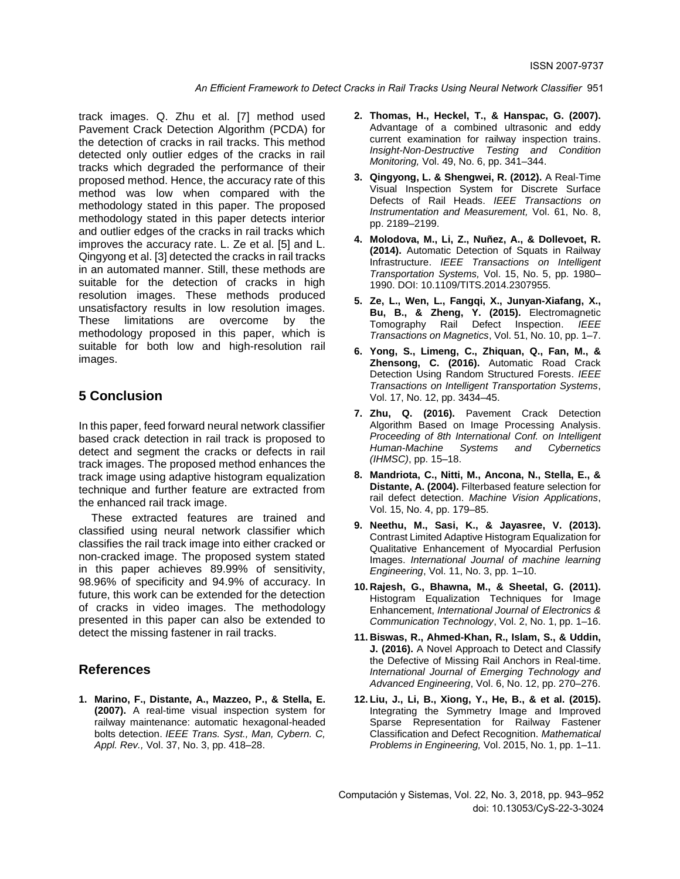track images. Q. Zhu et al. [7] method used Pavement Crack Detection Algorithm (PCDA) for the detection of cracks in rail tracks. This method detected only outlier edges of the cracks in rail tracks which degraded the performance of their proposed method. Hence, the accuracy rate of this method was low when compared with the methodology stated in this paper. The proposed methodology stated in this paper detects interior and outlier edges of the cracks in rail tracks which improves the accuracy rate. L. Ze et al. [5] and L. Qingyong et al. [3] detected the cracks in rail tracks in an automated manner. Still, these methods are suitable for the detection of cracks in high resolution images. These methods produced unsatisfactory results in low resolution images. These limitations are overcome by the methodology proposed in this paper, which is suitable for both low and high-resolution rail images.

## 5 Conclusion

In this paper, feed forward neural network classifier based crack detection in rail track is proposed to detect and segment the cracks or defects in rail track images. The proposed method enhances the track image using adaptive histogram equalization technique and further feature are extracted from the enhanced rail track image.

These extracted features are trained and classified using neural network classifier which classifies the rail track image into either cracked or non-cracked image. The proposed system stated in this paper achieves 89.99% of sensitivity, 98.96% of specificity and 94.9% of accuracy. In future, this work can be extended for the detection of cracks in video images. The methodology presented in this paper can also be extended to detect the missing fastener in rail tracks.

## References

1. **Marino, F., Distante, A., Mazzeo, P., & Stella, E. (2007).** A real-time visual inspection system for railway maintenance: automatic hexagonal-headed bolts detection. *IEEE Trans. Syst., Man, Cybern. C, Appl. Rev.,* Vol. 37, No. 3, pp. 418–28.
2. **Thomas, H., Heckel, T., & Hanspac, G. (2007).** Advantage of a combined ultrasonic and eddy current examination for railway inspection trains. *Insight-Non-Destructive Testing and Condition Monitoring,* Vol. 49, No. 6, pp. 341–344.
3. **Qingyong, L. & Shengwei, R. (2012).** A Real-Time Visual Inspection System for Discrete Surface Defects of Rail Heads. *IEEE Transactions on Instrumentation and Measurement,* Vol. 61, No. 8, pp. 2189–2199.
4. **Molodova, M., Li, Z., Nuñez, A., & Dollevoet, R. (2014).** Automatic Detection of Squats in Railway Infrastructure. *IEEE Transactions on Intelligent Transportation Systems,* Vol. 15, No. 5, pp. 1980–1990. DOI: 10.1109/TITS.2014.2307955.
5. **Ze, L., Wen, L., Fangqi, X., Junyan-Xiafang, X., Bu, B., & Zheng, Y. (2015).** Electromagnetic Tomography Rail Defect Inspection. *IEEE Transactions on Magnetics*, Vol. 51, No. 10, pp. 1–7.
6. **Yong, S., Limeng, C., Zhiquan, Q., Fan, M., & Zhensong, C. (2016).** Automatic Road Crack Detection Using Random Structured Forests. *IEEE Transactions on Intelligent Transportation Systems*, Vol. 17, No. 12, pp. 3434–45.
7. **Zhu, Q. (2016).** Pavement Crack Detection Algorithm Based on Image Processing Analysis. *Proceeding of 8th International Conf. on Intelligent Human-Machine Systems and Cybernetics (IHMSC)*, pp. 15–18.
8. **Mandriota, C., Nitti, M., Ancona, N., Stella, E., & Distante, A. (2004).** Filterbased feature selection for rail defect detection. *Machine Vision Applications*, Vol. 15, No. 4, pp. 179–85.
9. **Neethu, M., Sasi, K., & Jayasree, V. (2013).** Contrast Limited Adaptive Histogram Equalization for Qualitative Enhancement of Myocardial Perfusion Images. *International Journal of machine learning Engineering*, Vol. 11, No. 3, pp. 1–10.
10. **Rajesh, G., Bhawna, M., & Sheetal, G. (2011).** Histogram Equalization Techniques for Image Enhancement, *International Journal of Electronics & Communication Technology*, Vol. 2, No. 1, pp. 1–16.
11. **Biswas, R., Ahmed-Khan, R., Islam, S., & Uddin, J. (2016).** A Novel Approach to Detect and Classify the Defective of Missing Rail Anchors in Real-time. *International Journal of Emerging Technology and Advanced Engineering*, Vol. 6, No. 12, pp. 270–276.
12. **Liu, J., Li, B., Xiong, Y., He, B., & et al. (2015).** Integrating the Symmetry Image and Improved Sparse Representation for Railway Fastener Classification and Defect Recognition. *Mathematical Problems in Engineering,* Vol. 2015, No. 1, pp. 1–11.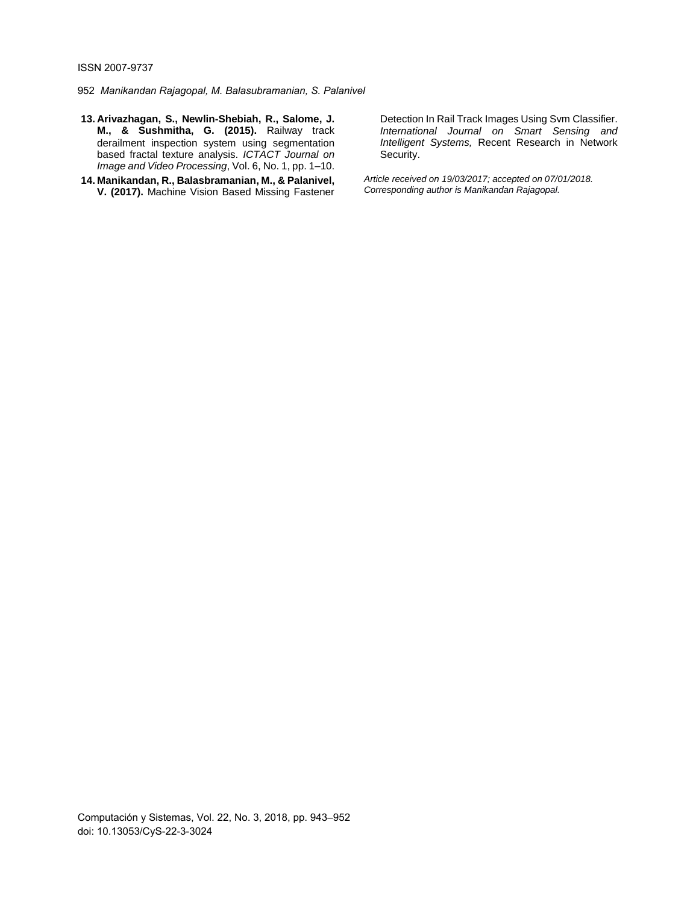13. **Arivazhagan, S., Newlin-Shebiah, R., Salome, J. M., & Sushmitha, G. (2015).** Railway track derailment inspection system using segmentation based fractal texture analysis. *ICTACT Journal on Image and Video Processing*, Vol. 6, No. 1, pp. 1–10.
14. **Manikandan, R., Balasbramanian, M., & Palanivel, V. (2017).** Machine Vision Based Missing Fastener Detection In Rail Track Images Using Svm Classifier. *International Journal on Smart Sensing and Intelligent Systems,* Recent Research in Network Security.

*Article received on 19/03/2017; accepted on 07/01/2018. Corresponding author is Manikandan Rajagopal.*